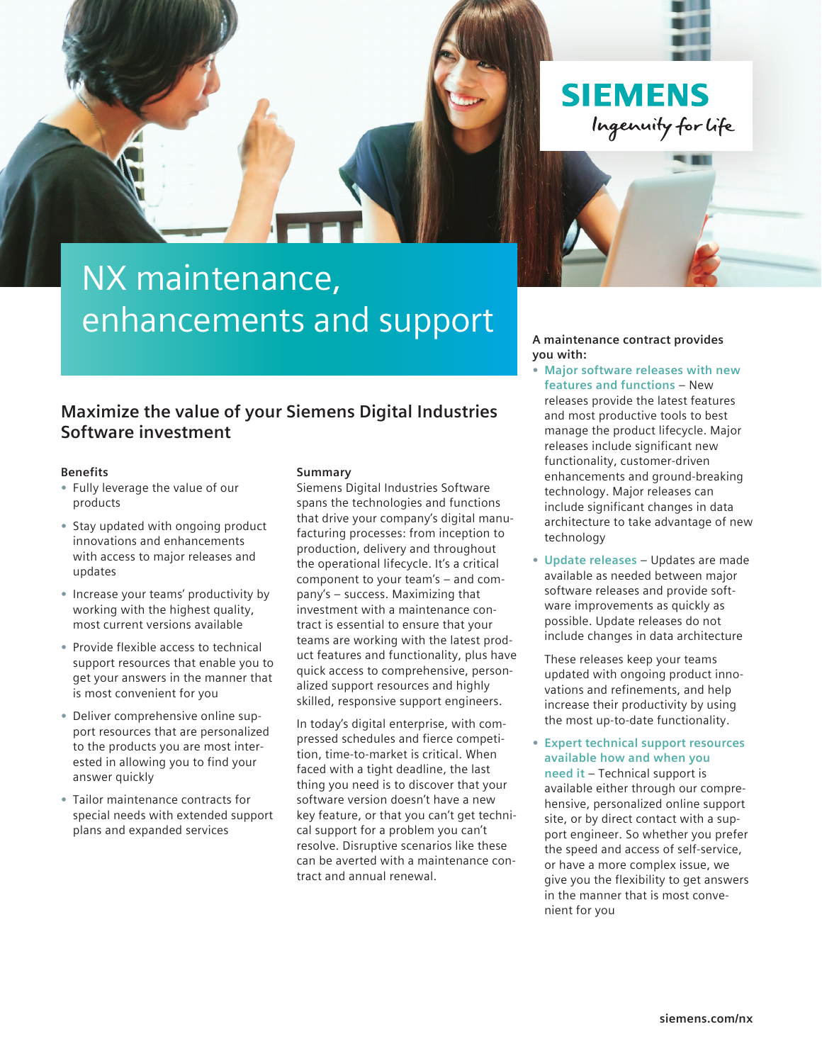SIEMENS

*Ingenuity for life*

# NX maintenance, enhancements and support

## Maximize the value of your Siemens Digital Industries Software investment

### Benefits

- Fully leverage the value of our products
- Stay updated with ongoing product innovations and enhancements with access to major releases and updates
- Increase your teams' productivity by working with the highest quality, most current versions available
- Provide flexible access to technical support resources that enable you to get your answers in the manner that is most convenient for you
- Deliver comprehensive online support resources that are personalized to the products you are most interested in allowing you to find your answer quickly
- Tailor maintenance contracts for special needs with extended support plans and expanded services

### Summary

Siemens Digital Industries Software spans the technologies and functions that drive your company's digital manufacturing processes: from inception to production, delivery and throughout the operational lifecycle. It's a critical component to your team's – and company's – success. Maximizing that investment with a maintenance contract is essential to ensure that your teams are working with the latest product features and functionality, plus have quick access to comprehensive, personalized support resources and highly skilled, responsive support engineers.

In today's digital enterprise, with compressed schedules and fierce competition, time-to-market is critical. When faced with a tight deadline, the last thing you need is to discover that your software version doesn't have a new key feature, or that you can't get technical support for a problem you can't resolve. Disruptive scenarios like these can be averted with a maintenance contract and annual renewal.

**A maintenance contract provides you with:**

- **Major software releases with new features and functions** – New releases provide the latest features and most productive tools to best manage the product lifecycle. Major releases include significant new functionality, customer-driven enhancements and ground-breaking technology. Major releases can include significant changes in data architecture to take advantage of new technology
- **Update releases** – Updates are made available as needed between major software releases and provide software improvements as quickly as possible. Update releases do not include changes in data architecture

  These releases keep your teams updated with ongoing product innovations and refinements, and help increase their productivity by using the most up-to-date functionality.

- **Expert technical support resources available how and when you need it** – Technical support is available either through our comprehensive, personalized online support site, or by direct contact with a support engineer. So whether you prefer the speed and access of self-service, or have a more complex issue, we give you the flexibility to get answers in the manner that is most convenient for you

siemens.com/nx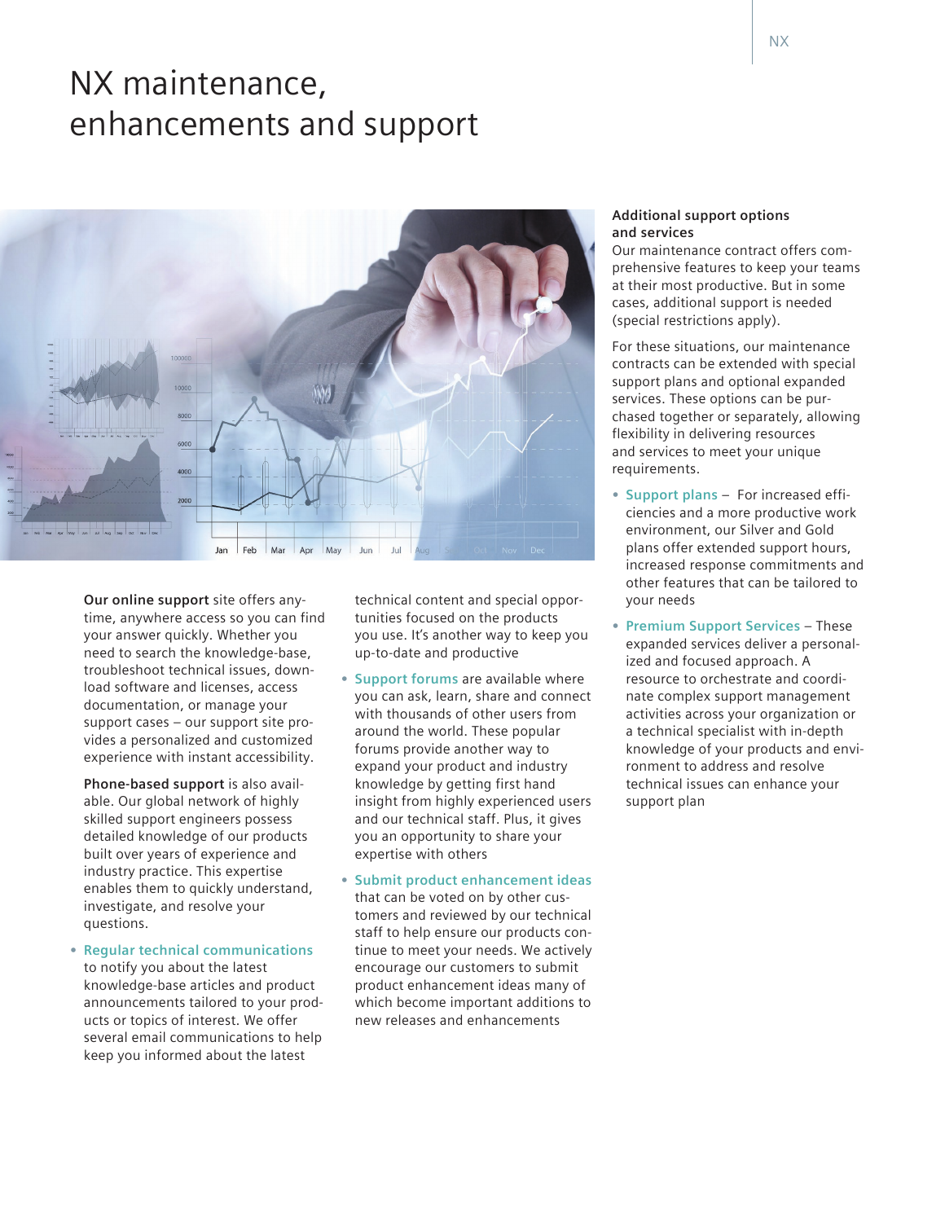# NX maintenance, enhancements and support

**Our online support** site offers anytime, anywhere access so you can find your answer quickly. Whether you need to search the knowledge-base, troubleshoot technical issues, download software and licenses, access documentation, or manage your support cases – our support site provides a personalized and customized experience with instant accessibility.

**Phone-based support** is also available. Our global network of highly skilled support engineers possess detailed knowledge of our products built over years of experience and industry practice. This expertise enables them to quickly understand, investigate, and resolve your questions.

- **Regular technical communications** to notify you about the latest knowledge-base articles and product announcements tailored to your products or topics of interest. We offer several email communications to help keep you informed about the latest technical content and special opportunities focused on the products you use. It's another way to keep you up-to-date and productive
- **Support forums** are available where you can ask, learn, share and connect with thousands of other users from around the world. These popular forums provide another way to expand your product and industry knowledge by getting first hand insight from highly experienced users and our technical staff. Plus, it gives you an opportunity to share your expertise with others
- **Submit product enhancement ideas** that can be voted on by other customers and reviewed by our technical staff to help ensure our products continue to meet your needs. We actively encourage our customers to submit product enhancement ideas many of which become important additions to new releases and enhancements

### Additional support options and services

Our maintenance contract offers comprehensive features to keep your teams at their most productive. But in some cases, additional support is needed (special restrictions apply).

For these situations, our maintenance contracts can be extended with special support plans and optional expanded services. These options can be purchased together or separately, allowing flexibility in delivering resources and services to meet your unique requirements.

- **Support plans** – For increased efficiencies and a more productive work environment, our Silver and Gold plans offer extended support hours, increased response commitments and other features that can be tailored to your needs
- **Premium Support Services** – These expanded services deliver a personalized and focused approach. A resource to orchestrate and coordinate complex support management activities across your organization or a technical specialist with in-depth knowledge of your products and environment to address and resolve technical issues can enhance your support plan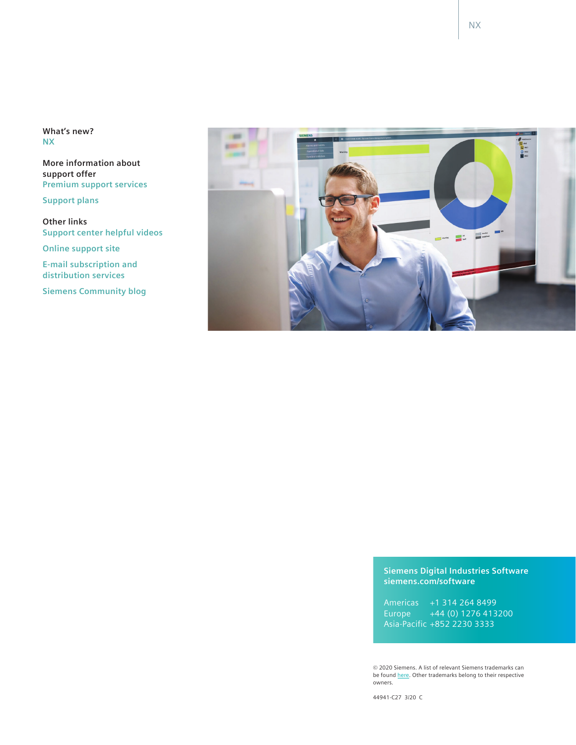**What's new?**
NX

**More information about support offer**
Premium support services

Support plans

**Other links**
Support center helpful videos

Online support site

E-mail subscription and distribution services

Siemens Community blog

**Siemens Digital Industries Software**
**siemens.com/software**

Americas +1 314 264 8499
Europe +44 (0) 1276 413200
Asia-Pacific +852 2230 3333

© 2020 Siemens. A list of relevant Siemens trademarks can be found here. Other trademarks belong to their respective owners.

44941-C27 3/20 C